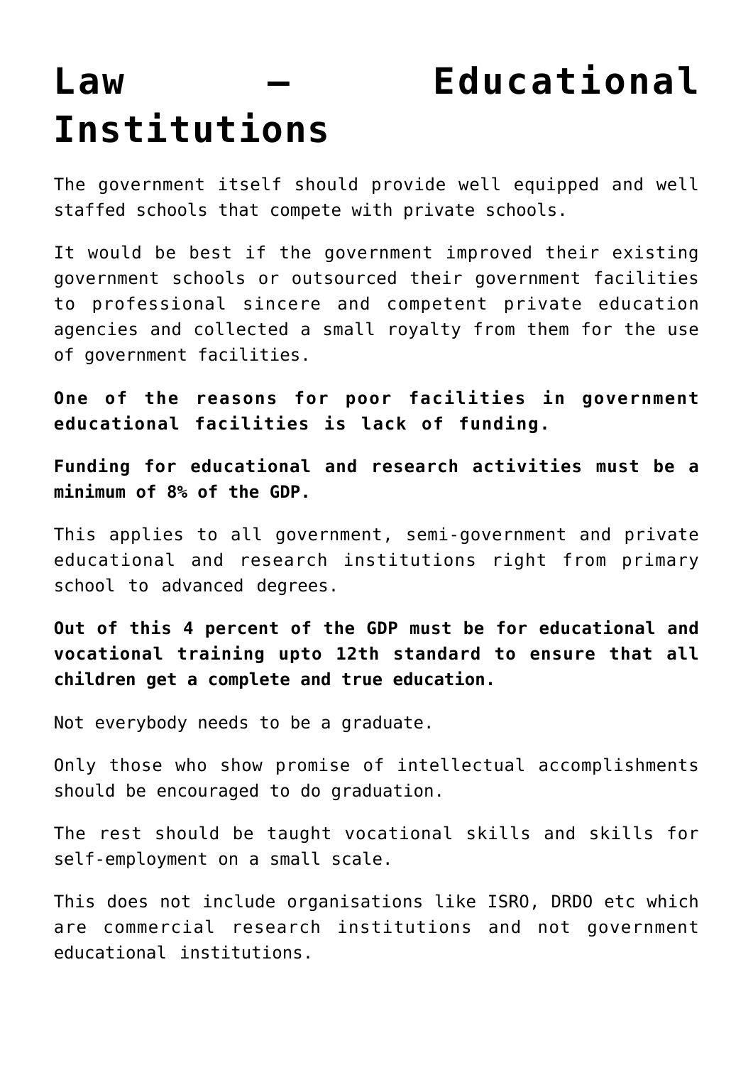# Law – Educational Institutions

The government itself should provide well equipped and well staffed schools that compete with private schools.

It would be best if the government improved their existing government schools or outsourced their government facilities to professional sincere and competent private education agencies and collected a small royalty from them for the use of government facilities.

**One of the reasons for poor facilities in government educational facilities is lack of funding.**

**Funding for educational and research activities must be a minimum of 8% of the GDP.**

This applies to all government, semi-government and private educational and research institutions right from primary school to advanced degrees.

**Out of this 4 percent of the GDP must be for educational and vocational training upto 12th standard to ensure that all children get a complete and true education.**

Not everybody needs to be a graduate.

Only those who show promise of intellectual accomplishments should be encouraged to do graduation.

The rest should be taught vocational skills and skills for self-employment on a small scale.

This does not include organisations like ISRO, DRDO etc which are commercial research institutions and not government educational institutions.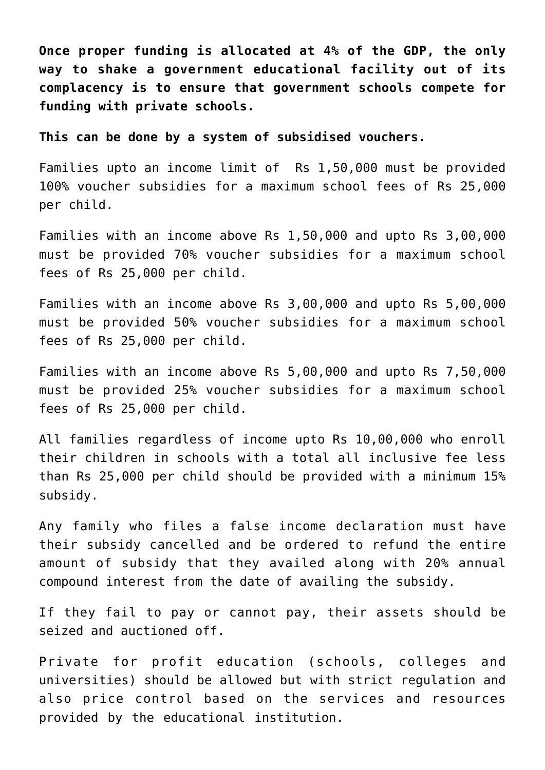**Once proper funding is allocated at 4% of the GDP, the only way to shake a government educational facility out of its complacency is to ensure that government schools compete for funding with private schools.**

**This can be done by a system of subsidised vouchers.**

Families upto an income limit of Rs 1,50,000 must be provided 100% voucher subsidies for a maximum school fees of Rs 25,000 per child.

Families with an income above Rs 1,50,000 and upto Rs 3,00,000 must be provided 70% voucher subsidies for a maximum school fees of Rs 25,000 per child.

Families with an income above Rs 3,00,000 and upto Rs 5,00,000 must be provided 50% voucher subsidies for a maximum school fees of Rs 25,000 per child.

Families with an income above Rs 5,00,000 and upto Rs 7,50,000 must be provided 25% voucher subsidies for a maximum school fees of Rs 25,000 per child.

All families regardless of income upto Rs 10,00,000 who enroll their children in schools with a total all inclusive fee less than Rs 25,000 per child should be provided with a minimum 15% subsidy.

Any family who files a false income declaration must have their subsidy cancelled and be ordered to refund the entire amount of subsidy that they availed along with 20% annual compound interest from the date of availing the subsidy.

If they fail to pay or cannot pay, their assets should be seized and auctioned off.

Private for profit education (schools, colleges and universities) should be allowed but with strict regulation and also price control based on the services and resources provided by the educational institution.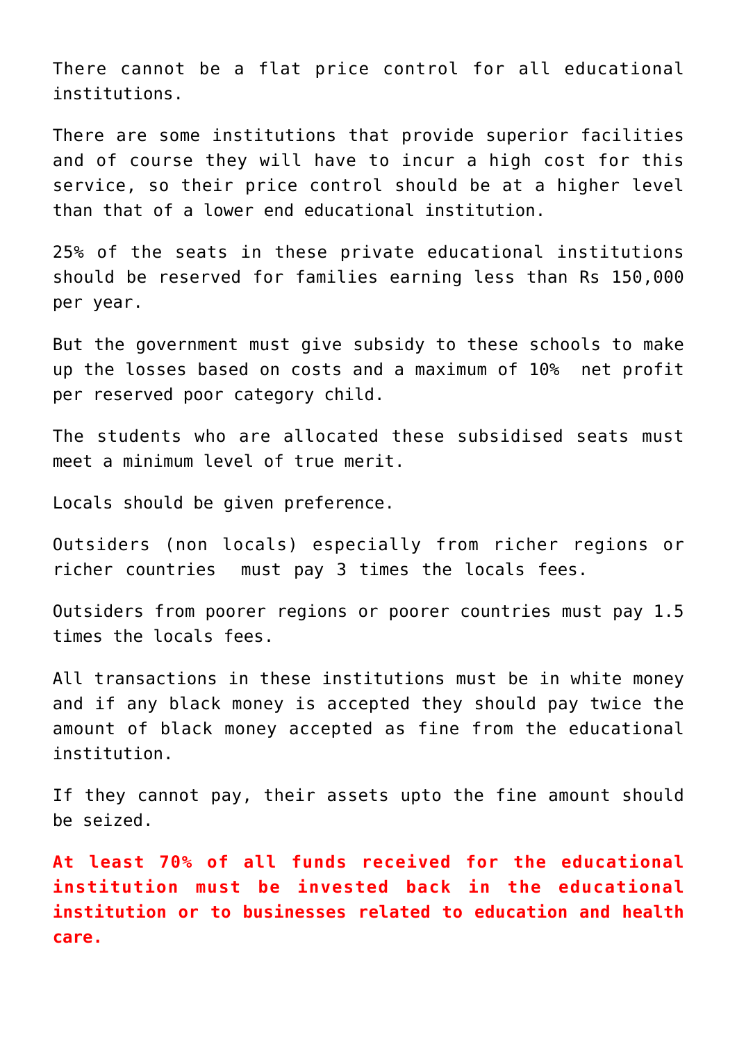There cannot be a flat price control for all educational institutions.

There are some institutions that provide superior facilities and of course they will have to incur a high cost for this service, so their price control should be at a higher level than that of a lower end educational institution.

25% of the seats in these private educational institutions should be reserved for families earning less than Rs 150,000 per year.

But the government must give subsidy to these schools to make up the losses based on costs and a maximum of 10% net profit per reserved poor category child.

The students who are allocated these subsidised seats must meet a minimum level of true merit.

Locals should be given preference.

Outsiders (non locals) especially from richer regions or richer countries must pay 3 times the locals fees.

Outsiders from poorer regions or poorer countries must pay 1.5 times the locals fees.

All transactions in these institutions must be in white money and if any black money is accepted they should pay twice the amount of black money accepted as fine from the educational institution.

If they cannot pay, their assets upto the fine amount should be seized.

**At least 70% of all funds received for the educational institution must be invested back in the educational institution or to businesses related to education and health care.**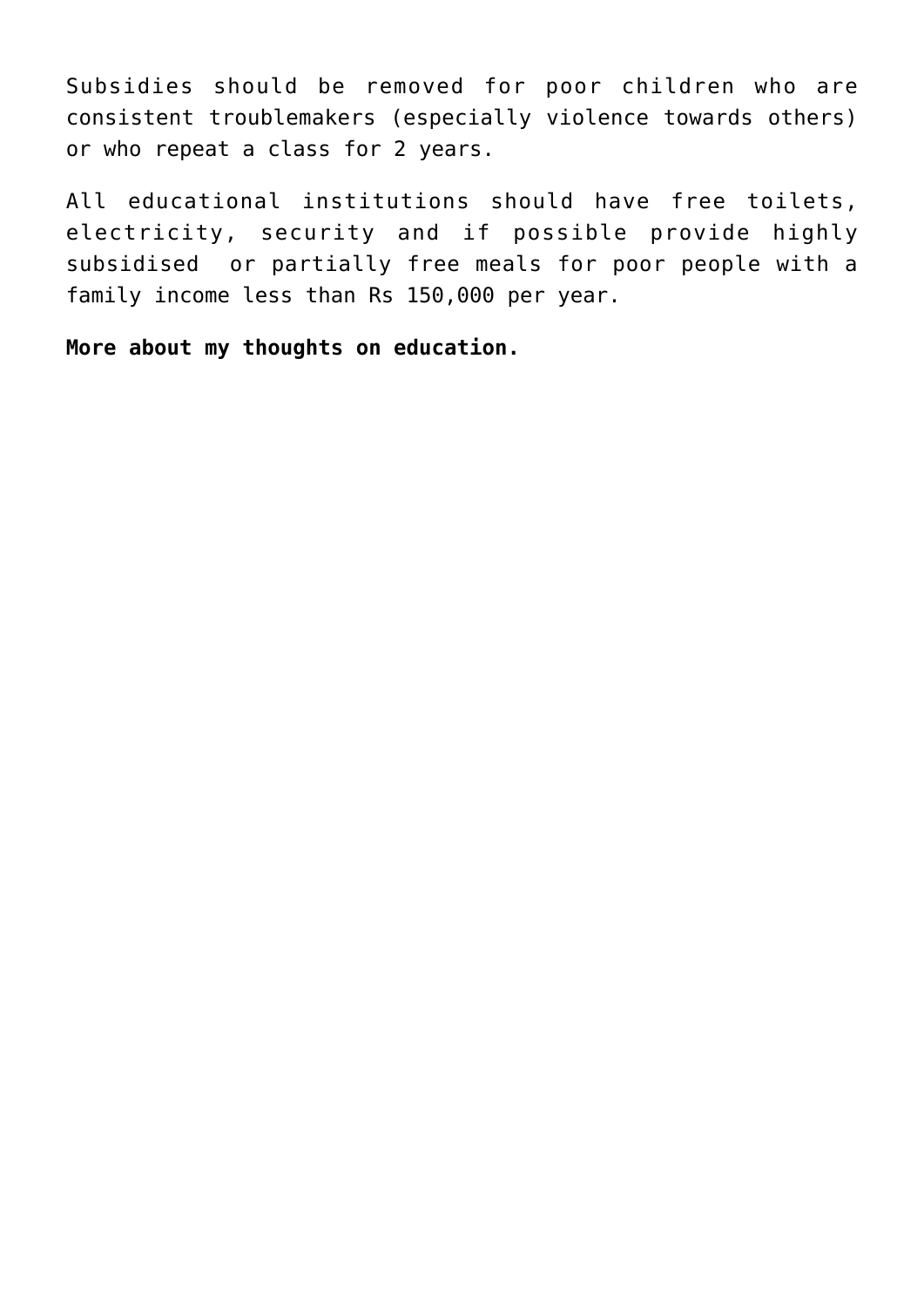Subsidies should be removed for poor children who are consistent troublemakers (especially violence towards others) or who repeat a class for 2 years.

All educational institutions should have free toilets, electricity, security and if possible provide highly subsidised or partially free meals for poor people with a family income less than Rs 150,000 per year.

**More about my thoughts on education.**